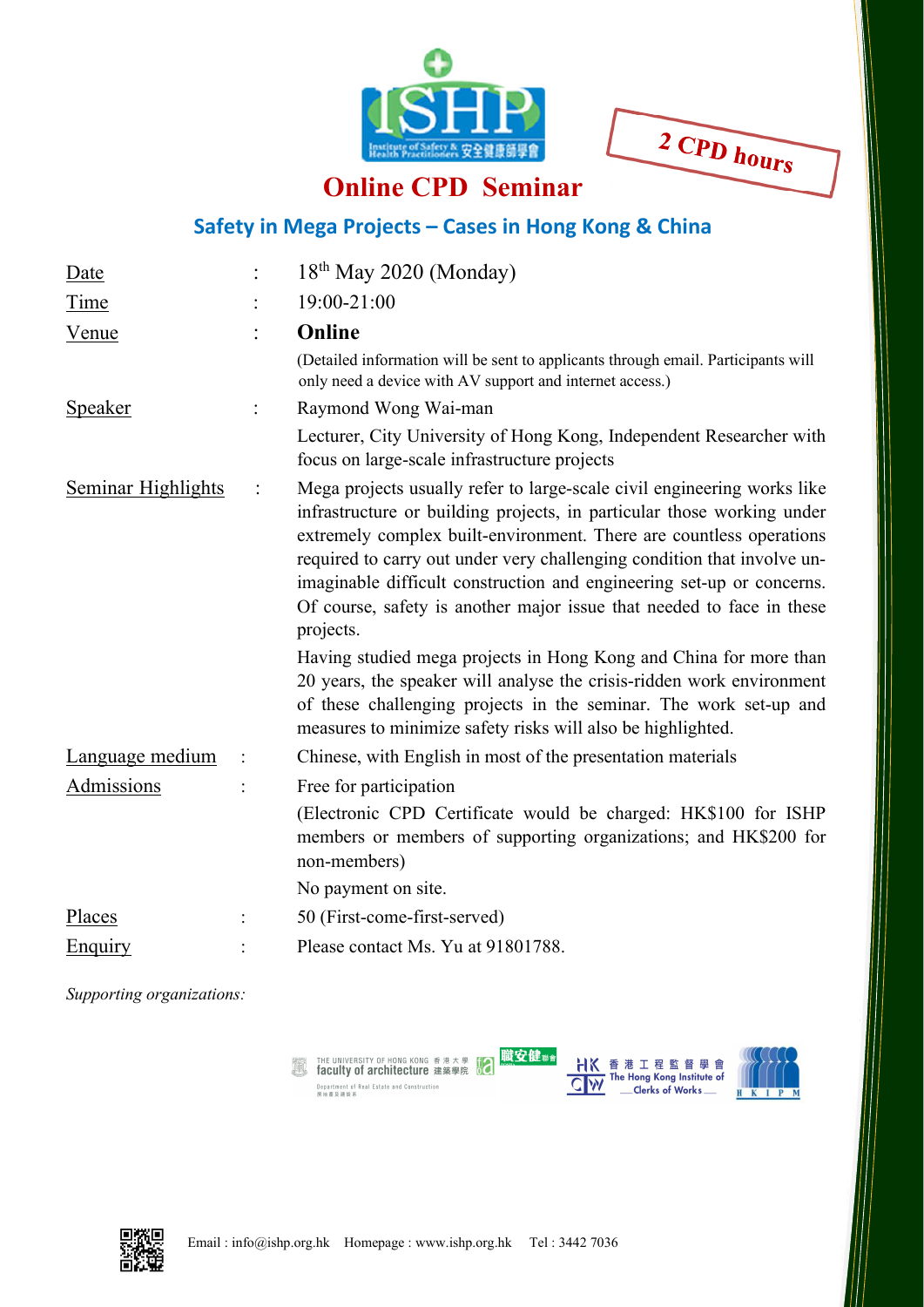2 CPD hours

# Online CPD Seminar

## Safety in Mega Projects – Cases in Hong Kong & China

| | | |
|---|---|---|
| Date | : | 18th May 2020 (Monday) |
| Time | : | 19:00-21:00 |
| Venue | : | **Online** (Detailed information will be sent to applicants through email. Participants will only need a device with AV support and internet access.) |
| Speaker | : | Raymond Wong Wai-man<br>Lecturer, City University of Hong Kong, Independent Researcher with focus on large-scale infrastructure projects |
| Seminar Highlights | : | Mega projects usually refer to large-scale civil engineering works like infrastructure or building projects, in particular those working under extremely complex built-environment. There are countless operations required to carry out under very challenging condition that involve un-imaginable difficult construction and engineering set-up or concerns. Of course, safety is another major issue that needed to face in these projects.<br>Having studied mega projects in Hong Kong and China for more than 20 years, the speaker will analyse the crisis-ridden work environment of these challenging projects in the seminar. The work set-up and measures to minimize safety risks will also be highlighted. |
| Language medium | : | Chinese, with English in most of the presentation materials |
| Admissions | : | Free for participation<br>(Electronic CPD Certificate would be charged: HK$100 for ISHP members or members of supporting organizations; and HK$200 for non-members)<br>No payment on site. |
| Places | : | 50 (First-come-first-served) |
| Enquiry | : | Please contact Ms. Yu at 91801788. |

*Supporting organizations:*

Email : info@ishp.org.hk Homepage : www.ishp.org.hk Tel : 3442 7036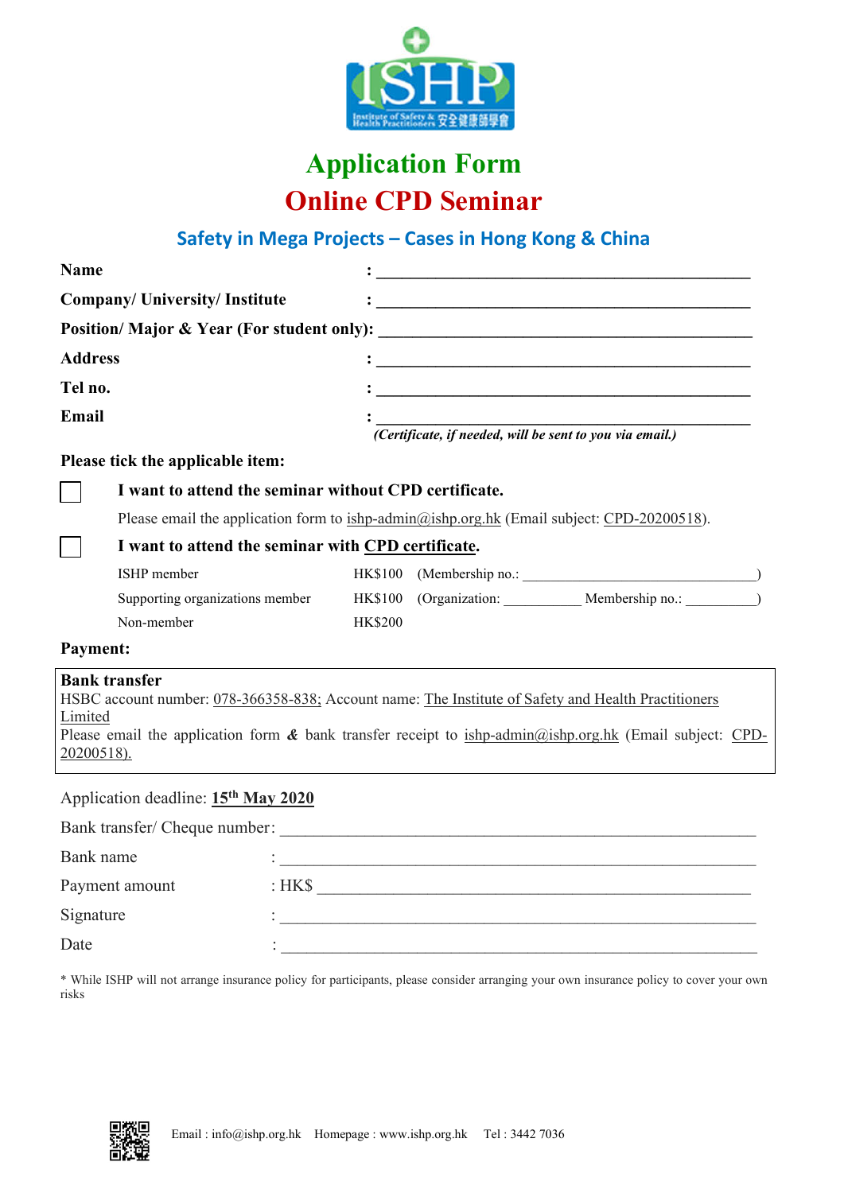# Application Form

# Online CPD Seminar

## Safety in Mega Projects – Cases in Hong Kong & China

**Name** : ______________________________________________

**Company/ University/ Institute** : ______________________________________________

**Position/ Major & Year (For student only):** ______________________________________________

**Address** : ______________________________________________

**Tel no.** : ______________________________________________

**Email** : ______________________________________________

*(Certificate, if needed, will be sent to you via email.)*

**Please tick the applicable item:**

☐ **I want to attend the seminar without CPD certificate.**

Please email the application form to ishp-admin@ishp.org.hk (Email subject: CPD-20200518).

☐ **I want to attend the seminar with CPD certificate.**

| | | |
|---|---|---|
| ISHP member | HK$100 | (Membership no.: ______________________________) |
| Supporting organizations member | HK$100 | (Organization: __________ Membership no.: __________) |
| Non-member | HK$200 | |

**Payment:**

**Bank transfer**
HSBC account number: 078-366358-838; Account name: The Institute of Safety and Health Practitioners Limited
Please email the application form & bank transfer receipt to ishp-admin@ishp.org.hk (Email subject: CPD-20200518).

Application deadline: **15th May 2020**

Bank transfer/ Cheque number: ______________________________________________

Bank name : ______________________________________________

Payment amount : HK$ ______________________________________________

Signature : ______________________________________________

Date : ______________________________________________

\* While ISHP will not arrange insurance policy for participants, please consider arranging your own insurance policy to cover your own risks

Email : info@ishp.org.hk Homepage : www.ishp.org.hk Tel : 3442 7036